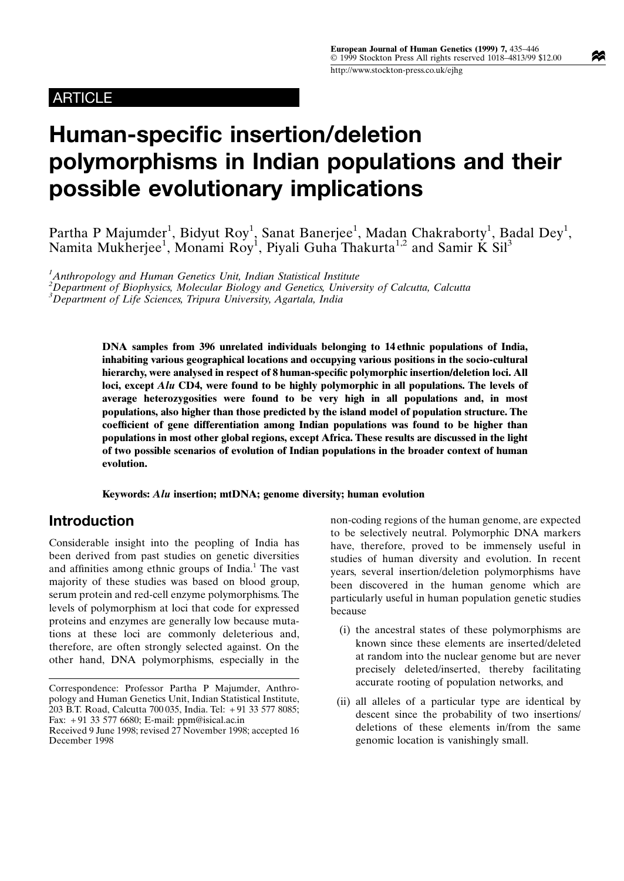ARTICLE

# Human-specific insertion/deletion polymorphisms in Indian populations and their possible evolutionary implications

Partha P Majumder[1], Bidyut Roy[1], Sanat Banerjee[1], Madan Chakraborty[1], Badal Dey[1], Namita Mukherjee[1], Monami Roy[1], Piyali Guha Thakurta[1,2] and Samir K Sil[3]

[1]Anthropology and Human Genetics Unit, Indian Statistical Institute
[2]Department of Biophysics, Molecular Biology and Genetics, University of Calcutta, Calcutta
[3]Department of Life Sciences, Tripura University, Agartala, India

**DNA samples from 396 unrelated individuals belonging to 14 ethnic populations of India, inhabiting various geographical locations and occupying various positions in the socio-cultural hierarchy, were analysed in respect of 8 human-specific polymorphic insertion/deletion loci. All loci, except *Alu* CD4, were found to be highly polymorphic in all populations. The levels of average heterozygosities were found to be very high in all populations and, in most populations, also higher than those predicted by the island model of population structure. The coefficient of gene differentiation among Indian populations was found to be higher than populations in most other global regions, except Africa. These results are discussed in the light of two possible scenarios of evolution of Indian populations in the broader context of human evolution.**

**Keywords: *Alu* insertion; mtDNA; genome diversity; human evolution**

## Introduction

Considerable insight into the peopling of India has been derived from past studies on genetic diversities and affinities among ethnic groups of India.[1] The vast majority of these studies was based on blood group, serum protein and red-cell enzyme polymorphisms. The levels of polymorphism at loci that code for expressed proteins and enzymes are generally low because mutations at these loci are commonly deleterious and, therefore, are often strongly selected against. On the other hand, DNA polymorphisms, especially in the non-coding regions of the human genome, are expected to be selectively neutral. Polymorphic DNA markers have, therefore, proved to be immensely useful in studies of human diversity and evolution. In recent years, several insertion/deletion polymorphisms have been discovered in the human genome which are particularly useful in human population genetic studies because

(i) the ancestral states of these polymorphisms are known since these elements are inserted/deleted at random into the nuclear genome but are never precisely deleted/inserted, thereby facilitating accurate rooting of population networks, and

(ii) all alleles of a particular type are identical by descent since the probability of two insertions/deletions of these elements in/from the same genomic location is vanishingly small.

Correspondence: Professor Partha P Majumder, Anthropology and Human Genetics Unit, Indian Statistical Institute, 203 B.T. Road, Calcutta 700 035, India. Tel: +91 33 577 8085; Fax: +91 33 577 6680; E-mail: ppm@isical.ac.in
Received 9 June 1998; revised 27 November 1998; accepted 16 December 1998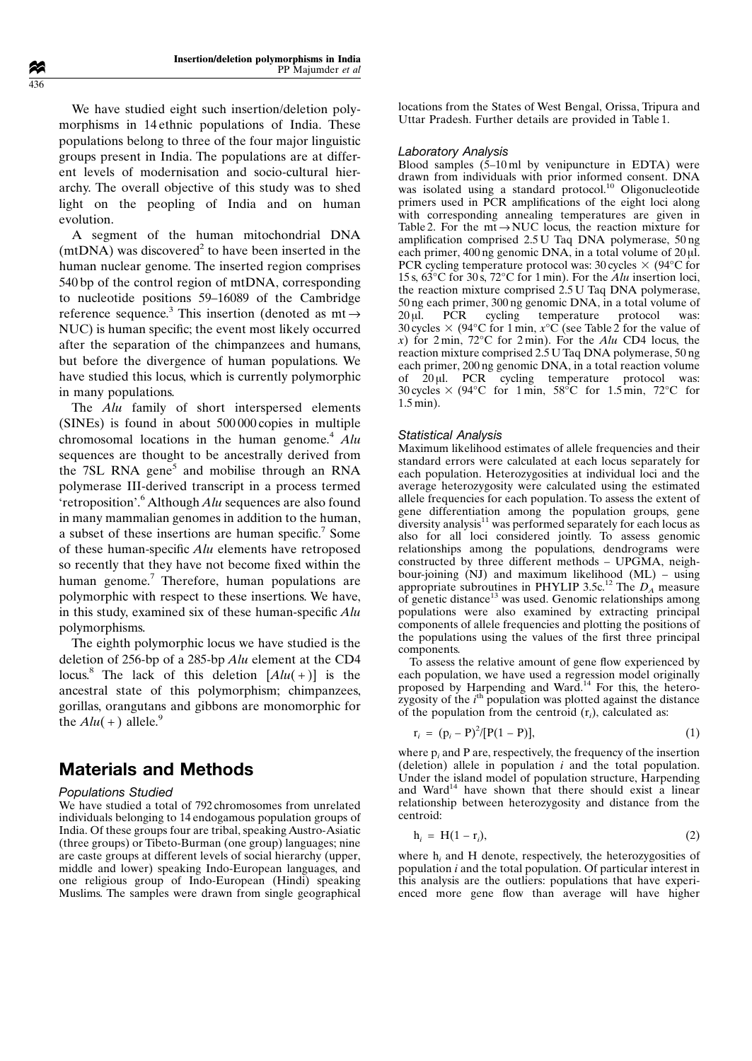We have studied eight such insertion/deletion polymorphisms in 14 ethnic populations of India. These populations belong to three of the four major linguistic groups present in India. The populations are at different levels of modernisation and socio-cultural hierarchy. The overall objective of this study was to shed light on the peopling of India and on human evolution.

A segment of the human mitochondrial DNA (mtDNA) was discovered[2] to have been inserted in the human nuclear genome. The inserted region comprises 540 bp of the control region of mtDNA, corresponding to nucleotide positions 59–16089 of the Cambridge reference sequence.[3] This insertion (denoted as mt→NUC) is human specific; the event most likely occurred after the separation of the chimpanzees and humans, but before the divergence of human populations. We have studied this locus, which is currently polymorphic in many populations.

The *Alu* family of short interspersed elements (SINEs) is found in about 500 000 copies in multiple chromosomal locations in the human genome.[4] *Alu* sequences are thought to be ancestrally derived from the 7SL RNA gene[5] and mobilise through an RNA polymerase III-derived transcript in a process termed 'retroposition'.[6] Although *Alu* sequences are also found in many mammalian genomes in addition to the human, a subset of these insertions are human specific.[7] Some of these human-specific *Alu* elements have retroposed so recently that they have not become fixed within the human genome.[7] Therefore, human populations are polymorphic with respect to these insertions. We have, in this study, examined six of these human-specific *Alu* polymorphisms.

The eighth polymorphic locus we have studied is the deletion of 256-bp of a 285-bp *Alu* element at the CD4 locus.[8] The lack of this deletion [*Alu*(+)] is the ancestral state of this polymorphism; chimpanzees, gorillas, orangutans and gibbons are monomorphic for the *Alu*(+) allele.[9]

## Materials and Methods

### Populations Studied

We have studied a total of 792 chromosomes from unrelated individuals belonging to 14 endogamous population groups of India. Of these groups four are tribal, speaking Austro-Asiatic (three groups) or Tibeto-Burman (one group) languages; nine are caste groups at different levels of social hierarchy (upper, middle and lower) speaking Indo-European languages, and one religious group of Indo-European (Hindi) speaking Muslims. The samples were drawn from single geographical locations from the States of West Bengal, Orissa, Tripura and Uttar Pradesh. Further details are provided in Table 1.

### Laboratory Analysis

Blood samples (5–10 ml by venipuncture in EDTA) were drawn from individuals with prior informed consent. DNA was isolated using a standard protocol.[10] Oligonucleotide primers used in PCR amplifications of the eight loci along with corresponding annealing temperatures are given in Table 2. For the mt→NUC locus, the reaction mixture for amplification comprised 2.5 U Taq DNA polymerase, 50 ng each primer, 400 ng genomic DNA, in a total volume of 20 μl. PCR cycling temperature protocol was: 30 cycles × (94°C for 15 s, 63°C for 30 s, 72°C for 1 min). For the *Alu* insertion loci, the reaction mixture comprised 2.5 U Taq DNA polymerase, 50 ng each primer, 300 ng genomic DNA, in a total volume of 20 μl. PCR cycling temperature protocol was: 30 cycles × (94°C for 1 min, *x*°C (see Table 2 for the value of *x*) for 2 min, 72°C for 2 min). For the *Alu* CD4 locus, the reaction mixture comprised 2.5 U Taq DNA polymerase, 50 ng each primer, 200 ng genomic DNA, in a total reaction volume of 20 μl. PCR cycling temperature protocol was: 30 cycles × (94°C for 1 min, 58°C for 1.5 min, 72°C for 1.5 min).

### Statistical Analysis

Maximum likelihood estimates of allele frequencies and their standard errors were calculated at each locus separately for each population. Heterozygosities at individual loci and the average heterozygosity were calculated using the estimated allele frequencies for each population. To assess the extent of gene differentiation among the population groups, gene diversity analysis[11] was performed separately for each locus as also for all loci considered jointly. To assess genomic relationships among the populations, dendrograms were constructed by three different methods – UPGMA, neighbour-joining (NJ) and maximum likelihood (ML) – using appropriate subroutines in PHYLIP 3.5c.[12] The $D_A$ measure of genetic distance[13] was used. Genomic relationships among populations were also examined by extracting principal components of allele frequencies and plotting the positions of the populations using the values of the first three principal components.

To assess the relative amount of gene flow experienced by each population, we have used a regression model originally proposed by Harpending and Ward.[14] For this, the heterozygosity of the $i^{th}$ population was plotted against the distance of the population from the centroid ($r_i$), calculated as:

$$r_i = (p_i - P)^2/[P(1 - P)], \tag{1}$$

where $p_i$ and P are, respectively, the frequency of the insertion (deletion) allele in population $i$ and the total population. Under the island model of population structure, Harpending and Ward[14] have shown that there should exist a linear relationship between heterozygosity and distance from the centroid:

$$h_i = H(1 - r_i), \tag{2}$$

where $h_i$ and H denote, respectively, the heterozygosities of population $i$ and the total population. Of particular interest in this analysis are the outliers: populations that have experienced more gene flow than average will have higher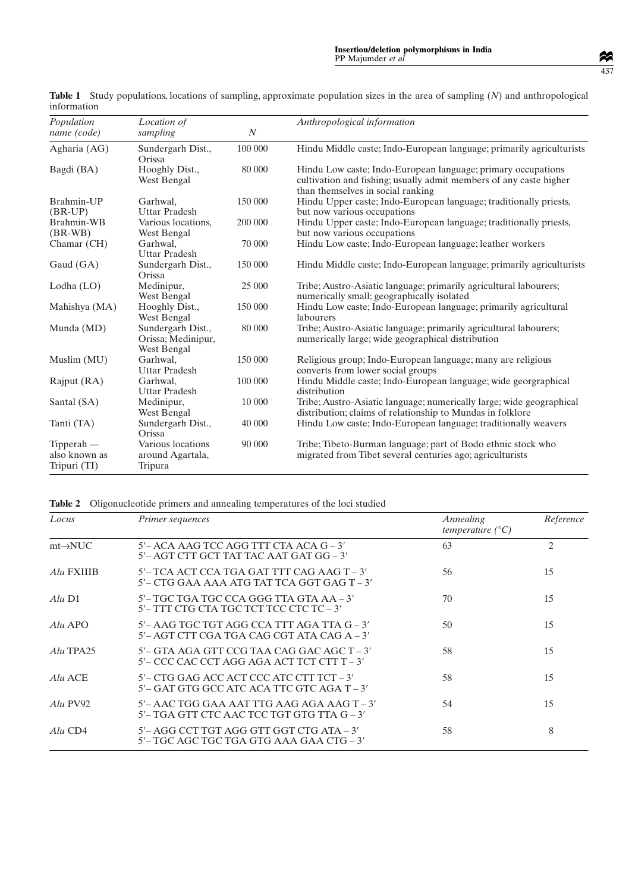**Table 1** Study populations, locations of sampling, approximate population sizes in the area of sampling (*N*) and anthropological information

| *Population name (code)* | *Location of sampling* | *N* | *Anthropological information* |
|---|---|---|---|
| Agharia (AG) | Sundergarh Dist., Orissa | 100 000 | Hindu Middle caste; Indo-European language; primarily agriculturists |
| Bagdi (BA) | Hooghly Dist., West Bengal | 80 000 | Hindu Low caste; Indo-European language; primary occupations cultivation and fishing; usually admit members of any caste higher than themselves in social ranking |
| Brahmin-UP (BR-UP) | Garhwal, Uttar Pradesh | 150 000 | Hindu Upper caste; Indo-European language; traditionally priests, but now various occupations |
| Brahmin-WB (BR-WB) | Various locations, West Bengal | 200 000 | Hindu Upper caste; Indo-European language; traditionally priests, but now various occupations |
| Chamar (CH) | Garhwal, Uttar Pradesh | 70 000 | Hindu Low caste; Indo-European language; leather workers |
| Gaud (GA) | Sundergarh Dist., Orissa | 150 000 | Hindu Middle caste; Indo-European language; primarily agriculturists |
| Lodha (LO) | Medinipur, West Bengal | 25 000 | Tribe; Austro-Asiatic language; primarily agricultural labourers; numerically small; geographically isolated |
| Mahishya (MA) | Hooghly Dist., West Bengal | 150 000 | Hindu Low caste; Indo-European language; primarily agricultural labourers |
| Munda (MD) | Sundergarh Dist., Orissa; Medinipur, West Bengal | 80 000 | Tribe; Austro-Asiatic language; primarily agricultural labourers; numerically large; wide geographical distribution |
| Muslim (MU) | Garhwal, Uttar Pradesh | 150 000 | Religious group; Indo-European language; many are religious converts from lower social groups |
| Rajput (RA) | Garhwal, Uttar Pradesh | 100 000 | Hindu Middle caste; Indo-European language; wide georgraphical distribution |
| Santal (SA) | Medinipur, West Bengal | 10 000 | Tribe; Austro-Asiatic language; numerically large; wide geographical distribution; claims of relationship to Mundas in folklore |
| Tanti (TA) | Sundergarh Dist., Orissa | 40 000 | Hindu Low caste; Indo-European language; traditionally weavers |
| Tipperah — also known as Tripuri (TI) | Various locations around Agartala, Tripura | 90 000 | Tribe; Tibeto-Burman language; part of Bodo ethnic stock who migrated from Tibet several centuries ago; agriculturists |

**Table 2** Oligonucleotide primers and annealing temperatures of the loci studied

| *Locus* | *Primer sequences* | *Annealing temperature (°C)* | *Reference* |
|---|---|---|---|
| mt→NUC | 5′– ACA AAG TCC AGG TTT CTA ACA G – 3′<br>5′– AGT CTT GCT TAT TAC AAT GAT GG – 3′ | 63 | 2 |
| *Alu* FXIIIB | 5′– TCA ACT CCA TGA GAT TTT CAG AAG T – 3′<br>5′– CTG GAA AAA ATG TAT TCA GGT GAG T – 3′ | 56 | 15 |
| *Alu* D1 | 5′– TGC TGA TGC CCA GGG TTA GTA AA – 3′<br>5′– TTT CTG CTA TGC TCT TCC CTC TC – 3′ | 70 | 15 |
| *Alu* APO | 5′– AAG TGC TGT AGG CCA TTT AGA TTA G – 3′<br>5′– AGT CTT CGA TGA CAG CGT ATA CAG A – 3′ | 50 | 15 |
| *Alu* TPA25 | 5′– GTA AGA GTT CCG TAA CAG GAC AGC T – 3′<br>5′– CCC CAC CCT AGG AGA ACT TCT CTT T – 3′ | 58 | 15 |
| *Alu* ACE | 5′– CTG GAG ACC ACT CCC ATC CTT TCT – 3′<br>5′– GAT GTG GCC ATC ACA TTC GTC AGA T – 3′ | 58 | 15 |
| *Alu* PV92 | 5′– AAC TGG GAA AAT TTG AAG AGA AAG T – 3′<br>5′– TGA GTT CTC AAC TCC TGT GTG TTA G – 3′ | 54 | 15 |
| *Alu* CD4 | 5′– AGG CCT TGT AGG GTT GGT CTG ATA – 3′<br>5′– TGC AGC TGC TGA GTG AAA GAA CTG – 3′ | 58 | 8 |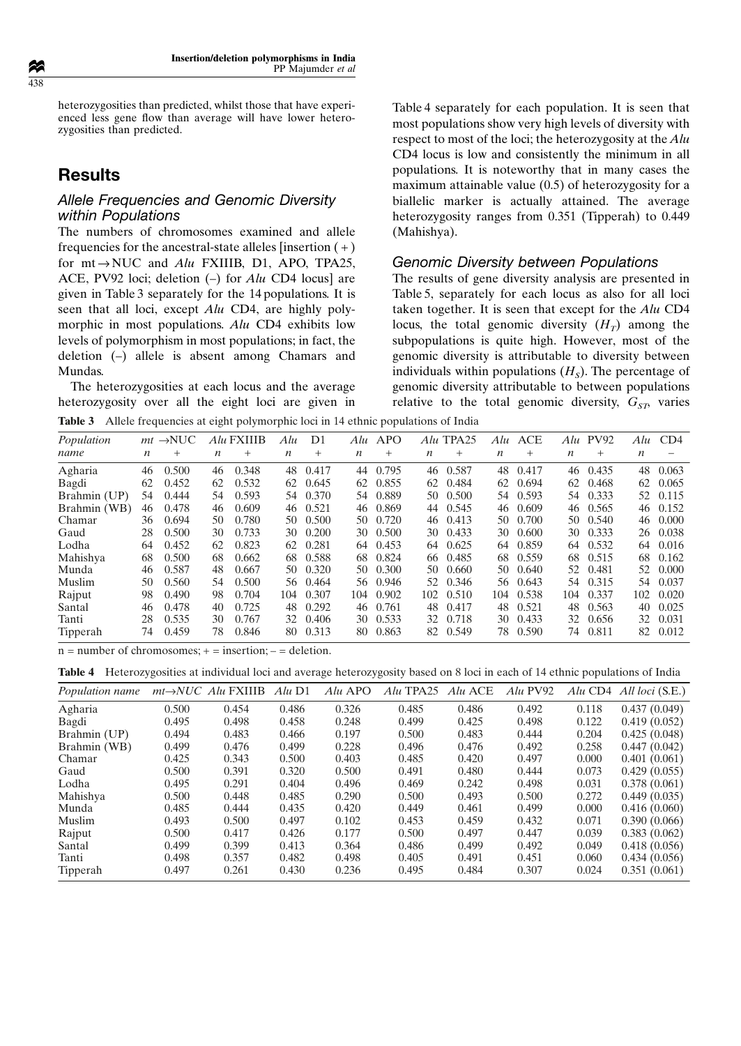heterozygosities than predicted, whilst those that have experienced less gene flow than average will have lower heterozygosities than predicted.

## Results

### Allele Frequencies and Genomic Diversity within Populations

The numbers of chromosomes examined and allele frequencies for the ancestral-state alleles [insertion (+) for mt→NUC and *Alu* FXIIIB, D1, APO, TPA25, ACE, PV92 loci; deletion (–) for *Alu* CD4 locus] are given in Table 3 separately for the 14 populations. It is seen that all loci, except *Alu* CD4, are highly polymorphic in most populations. *Alu* CD4 exhibits low levels of polymorphism in most populations; in fact, the deletion (–) allele is absent among Chamars and Mundas.

The heterozygosities at each locus and the average heterozygosity over all the eight loci are given in Table 4 separately for each population. It is seen that most populations show very high levels of diversity with respect to most of the loci; the heterozygosity at the *Alu* CD4 locus is low and consistently the minimum in all populations. It is noteworthy that in many cases the maximum attainable value (0.5) of heterozygosity for a biallelic marker is actually attained. The average heterozygosity ranges from 0.351 (Tipperah) to 0.449 (Mahishya).

### Genomic Diversity between Populations

The results of gene diversity analysis are presented in Table 5, separately for each locus as also for all loci taken together. It is seen that except for the *Alu* CD4 locus, the total genomic diversity ($H_T$) among the subpopulations is quite high. However, most of the genomic diversity is attributable to diversity between individuals within populations ($H_S$). The percentage of genomic diversity attributable to between populations relative to the total genomic diversity, $G_{ST}$, varies

**Table 3** Allele frequencies at eight polymorphic loci in 14 ethnic populations of India

| Population name | *mt* →NUC *n* | + | *Alu* FXIIIB *n* | + | *Alu* D1 *n* | + | *Alu* APO *n* | + | *Alu* TPA25 *n* | + | *Alu* ACE *n* | + | *Alu* PV92 *n* | + | *Alu* CD4 *n* | – |
|---|---|---|---|---|---|---|---|---|---|---|---|---|---|---|---|---|
| Agharia | 46 | 0.500 | 46 | 0.348 | 48 | 0.417 | 44 | 0.795 | 46 | 0.587 | 48 | 0.417 | 46 | 0.435 | 48 | 0.063 |
| Bagdi | 62 | 0.452 | 62 | 0.532 | 62 | 0.645 | 62 | 0.855 | 62 | 0.484 | 62 | 0.694 | 62 | 0.468 | 62 | 0.065 |
| Brahmin (UP) | 54 | 0.444 | 54 | 0.593 | 54 | 0.370 | 54 | 0.889 | 50 | 0.500 | 54 | 0.593 | 54 | 0.333 | 52 | 0.115 |
| Brahmin (WB) | 46 | 0.478 | 46 | 0.609 | 46 | 0.521 | 46 | 0.869 | 44 | 0.545 | 46 | 0.609 | 46 | 0.565 | 46 | 0.152 |
| Chamar | 36 | 0.694 | 50 | 0.780 | 50 | 0.500 | 50 | 0.720 | 46 | 0.413 | 50 | 0.700 | 50 | 0.540 | 46 | 0.000 |
| Gaud | 28 | 0.500 | 30 | 0.733 | 30 | 0.200 | 30 | 0.500 | 30 | 0.433 | 30 | 0.600 | 30 | 0.333 | 26 | 0.038 |
| Lodha | 64 | 0.452 | 62 | 0.823 | 62 | 0.281 | 64 | 0.453 | 64 | 0.625 | 64 | 0.859 | 64 | 0.532 | 64 | 0.016 |
| Mahishya | 68 | 0.500 | 68 | 0.662 | 68 | 0.588 | 68 | 0.824 | 66 | 0.485 | 68 | 0.559 | 68 | 0.515 | 68 | 0.162 |
| Munda | 46 | 0.587 | 48 | 0.667 | 50 | 0.320 | 50 | 0.300 | 50 | 0.660 | 50 | 0.640 | 52 | 0.481 | 52 | 0.000 |
| Muslim | 50 | 0.560 | 54 | 0.500 | 56 | 0.464 | 56 | 0.946 | 52 | 0.346 | 56 | 0.643 | 54 | 0.315 | 54 | 0.037 |
| Rajput | 98 | 0.490 | 98 | 0.704 | 104 | 0.307 | 104 | 0.902 | 102 | 0.510 | 104 | 0.538 | 104 | 0.337 | 102 | 0.020 |
| Santal | 46 | 0.478 | 40 | 0.725 | 48 | 0.292 | 46 | 0.761 | 48 | 0.417 | 48 | 0.521 | 48 | 0.563 | 40 | 0.025 |
| Tanti | 28 | 0.535 | 30 | 0.767 | 32 | 0.406 | 30 | 0.533 | 32 | 0.718 | 30 | 0.433 | 32 | 0.656 | 32 | 0.031 |
| Tipperah | 74 | 0.459 | 78 | 0.846 | 80 | 0.313 | 80 | 0.863 | 82 | 0.549 | 78 | 0.590 | 74 | 0.811 | 82 | 0.012 |

n = number of chromosomes; + = insertion; – = deletion.

**Table 4** Heterozygosities at individual loci and average heterozygosity based on 8 loci in each of 14 ethnic populations of India

| Population name | *mt*→*NUC* | *Alu* FXIIIB | *Alu* D1 | *Alu* APO | *Alu* TPA25 | *Alu* ACE | *Alu* PV92 | *Alu* CD4 | *All loci* (S.E.) |
|---|---|---|---|---|---|---|---|---|---|
| Agharia | 0.500 | 0.454 | 0.486 | 0.326 | 0.485 | 0.486 | 0.492 | 0.118 | 0.437 (0.049) |
| Bagdi | 0.495 | 0.498 | 0.458 | 0.248 | 0.499 | 0.425 | 0.498 | 0.122 | 0.419 (0.052) |
| Brahmin (UP) | 0.494 | 0.483 | 0.466 | 0.197 | 0.500 | 0.483 | 0.444 | 0.204 | 0.425 (0.048) |
| Brahmin (WB) | 0.499 | 0.476 | 0.499 | 0.228 | 0.496 | 0.476 | 0.492 | 0.258 | 0.447 (0.042) |
| Chamar | 0.425 | 0.343 | 0.500 | 0.403 | 0.485 | 0.420 | 0.497 | 0.000 | 0.401 (0.061) |
| Gaud | 0.500 | 0.391 | 0.320 | 0.500 | 0.491 | 0.480 | 0.444 | 0.073 | 0.429 (0.055) |
| Lodha | 0.495 | 0.291 | 0.404 | 0.496 | 0.469 | 0.242 | 0.498 | 0.031 | 0.378 (0.061) |
| Mahishya | 0.500 | 0.448 | 0.485 | 0.290 | 0.500 | 0.493 | 0.500 | 0.272 | 0.449 (0.035) |
| Munda | 0.485 | 0.444 | 0.435 | 0.420 | 0.449 | 0.461 | 0.499 | 0.000 | 0.416 (0.060) |
| Muslim | 0.493 | 0.500 | 0.497 | 0.102 | 0.453 | 0.459 | 0.432 | 0.071 | 0.390 (0.066) |
| Rajput | 0.500 | 0.417 | 0.426 | 0.177 | 0.500 | 0.497 | 0.447 | 0.039 | 0.383 (0.062) |
| Santal | 0.499 | 0.399 | 0.413 | 0.364 | 0.486 | 0.499 | 0.492 | 0.049 | 0.418 (0.056) |
| Tanti | 0.498 | 0.357 | 0.482 | 0.498 | 0.405 | 0.491 | 0.451 | 0.060 | 0.434 (0.056) |
| Tipperah | 0.497 | 0.261 | 0.430 | 0.236 | 0.495 | 0.484 | 0.307 | 0.024 | 0.351 (0.061) |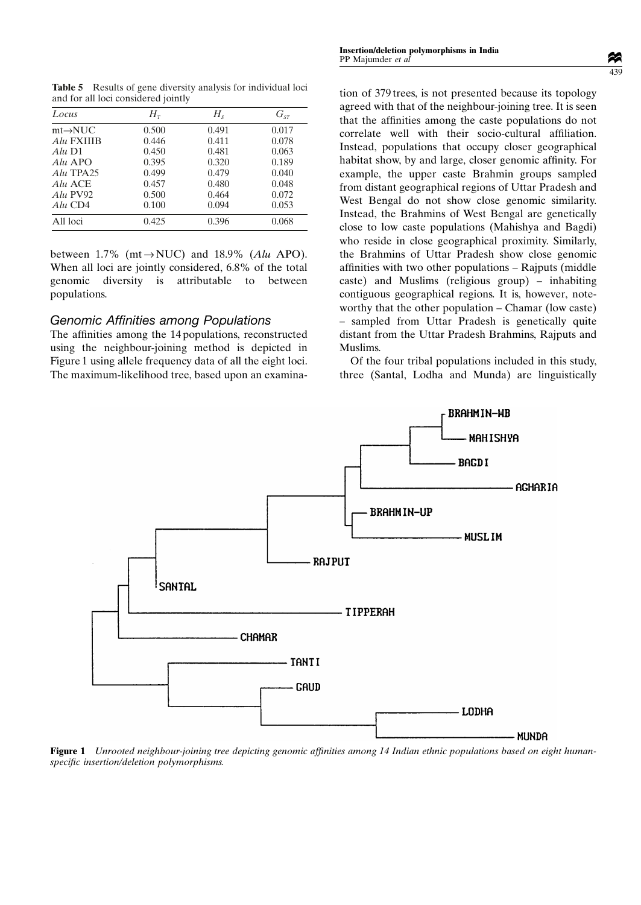**Table 5** Results of gene diversity analysis for individual loci and for all loci considered jointly

| *Locus* | $H_T$ | $H_S$ | $G_{ST}$ |
|---|---|---|---|
| mt→NUC | 0.500 | 0.491 | 0.017 |
| *Alu* FXIIIB | 0.446 | 0.411 | 0.078 |
| *Alu* D1 | 0.450 | 0.481 | 0.063 |
| *Alu* APO | 0.395 | 0.320 | 0.189 |
| *Alu* TPA25 | 0.499 | 0.479 | 0.040 |
| *Alu* ACE | 0.457 | 0.480 | 0.048 |
| *Alu* PV92 | 0.500 | 0.464 | 0.072 |
| *Alu* CD4 | 0.100 | 0.094 | 0.053 |
| All loci | 0.425 | 0.396 | 0.068 |

between 1.7% (mt→NUC) and 18.9% (*Alu* APO). When all loci are jointly considered, 6.8% of the total genomic diversity is attributable to between populations.

### *Genomic Affinities among Populations*

The affinities among the 14 populations, reconstructed using the neighbour-joining method is depicted in Figure 1 using allele frequency data of all the eight loci. The maximum-likelihood tree, based upon an examination of 379 trees, is not presented because its topology agreed with that of the neighbour-joining tree. It is seen that the affinities among the caste populations do not correlate well with their socio-cultural affiliation. Instead, populations that occupy closer geographical habitat show, by and large, closer genomic affinity. For example, the upper caste Brahmin groups sampled from distant geographical regions of Uttar Pradesh and West Bengal do not show close genomic similarity. Instead, the Brahmins of West Bengal are genetically close to low caste populations (Mahishya and Bagdi) who reside in close geographical proximity. Similarly, the Brahmins of Uttar Pradesh show close genomic affinities with two other populations – Rajputs (middle caste) and Muslims (religious group) – inhabiting contiguous geographical regions. It is, however, noteworthy that the other population – Chamar (low caste) – sampled from Uttar Pradesh is genetically quite distant from the Uttar Pradesh Brahmins, Rajputs and Muslims.

Of the four tribal populations included in this study, three (Santal, Lodha and Munda) are linguistically

**Figure 1** *Unrooted neighbour-joining tree depicting genomic affinities among 14 Indian ethnic populations based on eight human-specific insertion/deletion polymorphisms.*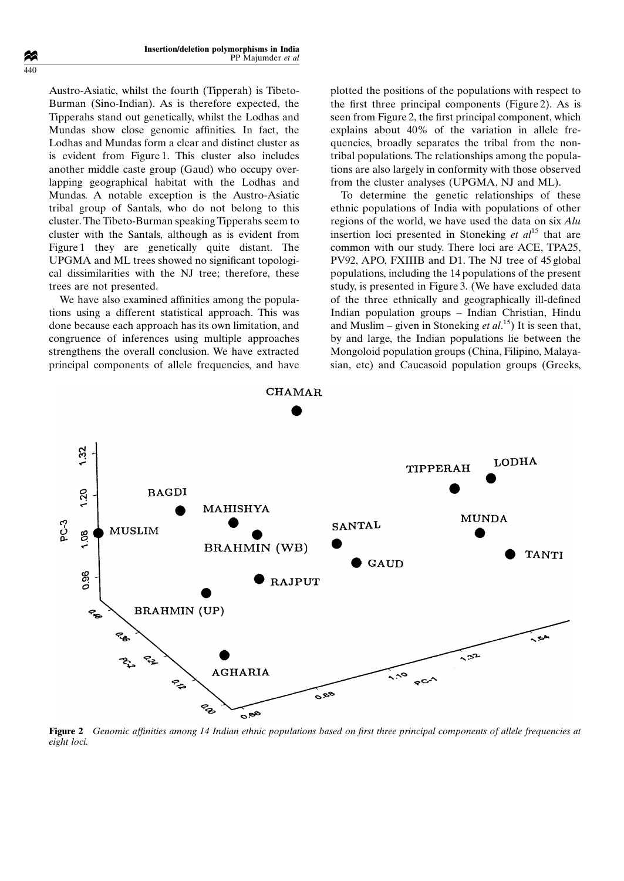Austro-Asiatic, whilst the fourth (Tipperah) is Tibeto-Burman (Sino-Indian). As is therefore expected, the Tipperahs stand out genetically, whilst the Lodhas and Mundas show close genomic affinities. In fact, the Lodhas and Mundas form a clear and distinct cluster as is evident from Figure 1. This cluster also includes another middle caste group (Gaud) who occupy overlapping geographical habitat with the Lodhas and Mundas. A notable exception is the Austro-Asiatic tribal group of Santals, who do not belong to this cluster. The Tibeto-Burman speaking Tipperahs seem to cluster with the Santals, although as is evident from Figure 1 they are genetically quite distant. The UPGMA and ML trees showed no significant topological dissimilarities with the NJ tree; therefore, these trees are not presented.

We have also examined affinities among the populations using a different statistical approach. This was done because each approach has its own limitation, and congruence of inferences using multiple approaches strengthens the overall conclusion. We have extracted principal components of allele frequencies, and have plotted the positions of the populations with respect to the first three principal components (Figure 2). As is seen from Figure 2, the first principal component, which explains about 40% of the variation in allele frequencies, broadly separates the tribal from the non-tribal populations. The relationships among the populations are also largely in conformity with those observed from the cluster analyses (UPGMA, NJ and ML).

To determine the genetic relationships of these ethnic populations of India with populations of other regions of the world, we have used the data on six *Alu* insertion loci presented in Stoneking *et al*[15] that are common with our study. There loci are ACE, TPA25, PV92, APO, FXIIIB and D1. The NJ tree of 45 global populations, including the 14 populations of the present study, is presented in Figure 3. (We have excluded data of the three ethnically and geographically ill-defined Indian population groups – Indian Christian, Hindu and Muslim – given in Stoneking *et al*.[15]) It is seen that, by and large, the Indian populations lie between the Mongoloid population groups (China, Filipino, Malayasian, etc) and Caucasoid population groups (Greeks,

**Figure 2** *Genomic affinities among 14 Indian ethnic populations based on first three principal components of allele frequencies at eight loci.*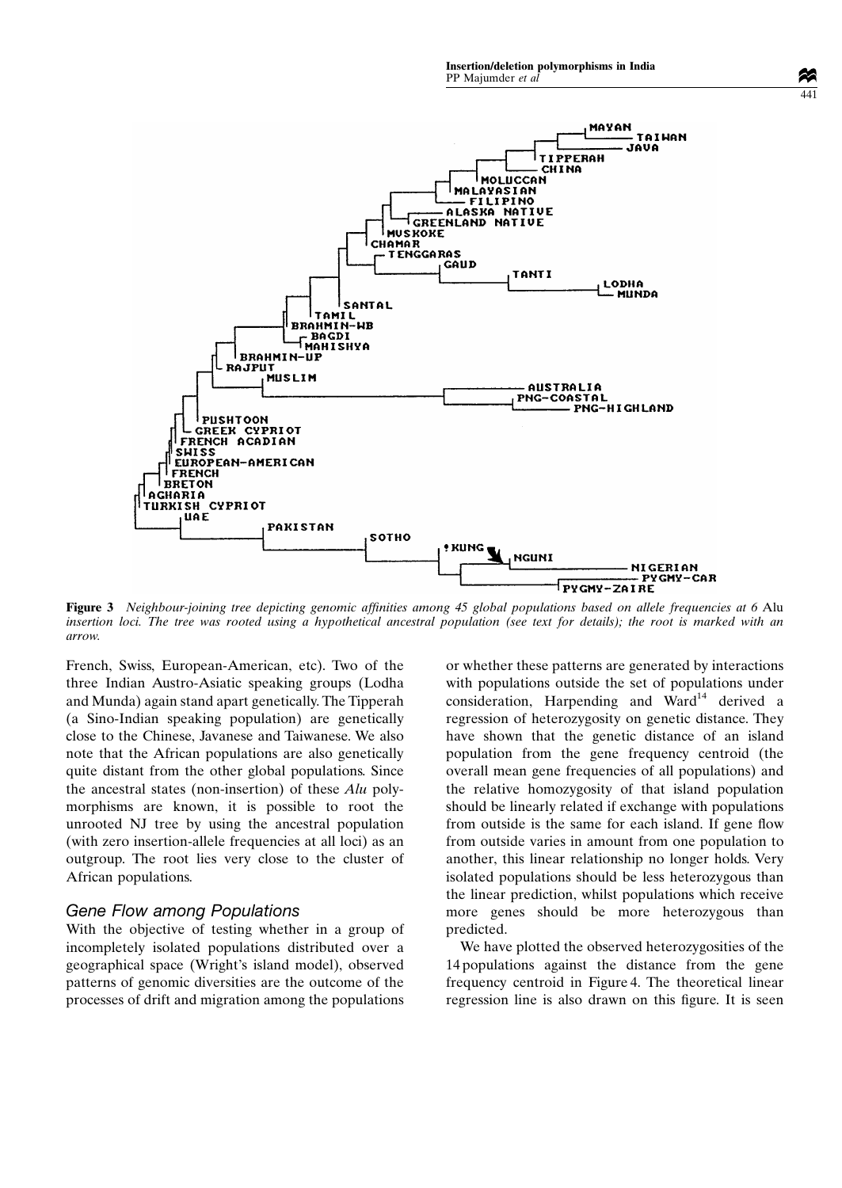**Figure 3** *Neighbour-joining tree depicting genomic affinities among 45 global populations based on allele frequencies at 6 Alu insertion loci. The tree was rooted using a hypothetical ancestral population (see text for details); the root is marked with an arrow.*

French, Swiss, European-American, etc). Two of the three Indian Austro-Asiatic speaking groups (Lodha and Munda) again stand apart genetically. The Tipperah (a Sino-Indian speaking population) are genetically close to the Chinese, Javanese and Taiwanese. We also note that the African populations are also genetically quite distant from the other global populations. Since the ancestral states (non-insertion) of these *Alu* polymorphisms are known, it is possible to root the unrooted NJ tree by using the ancestral population (with zero insertion-allele frequencies at all loci) as an outgroup. The root lies very close to the cluster of African populations.

### Gene Flow among Populations

With the objective of testing whether in a group of incompletely isolated populations distributed over a geographical space (Wright's island model), observed patterns of genomic diversities are the outcome of the processes of drift and migration among the populations or whether these patterns are generated by interactions with populations outside the set of populations under consideration, Harpending and Ward[14] derived a regression of heterozygosity on genetic distance. They have shown that the genetic distance of an island population from the gene frequency centroid (the overall mean gene frequencies of all populations) and the relative homozygosity of that island population should be linearly related if exchange with populations from outside is the same for each island. If gene flow from outside varies in amount from one population to another, this linear relationship no longer holds. Very isolated populations should be less heterozygous than the linear prediction, whilst populations which receive more genes should be more heterozygous than predicted.

We have plotted the observed heterozygosities of the 14 populations against the distance from the gene frequency centroid in Figure 4. The theoretical linear regression line is also drawn on this figure. It is seen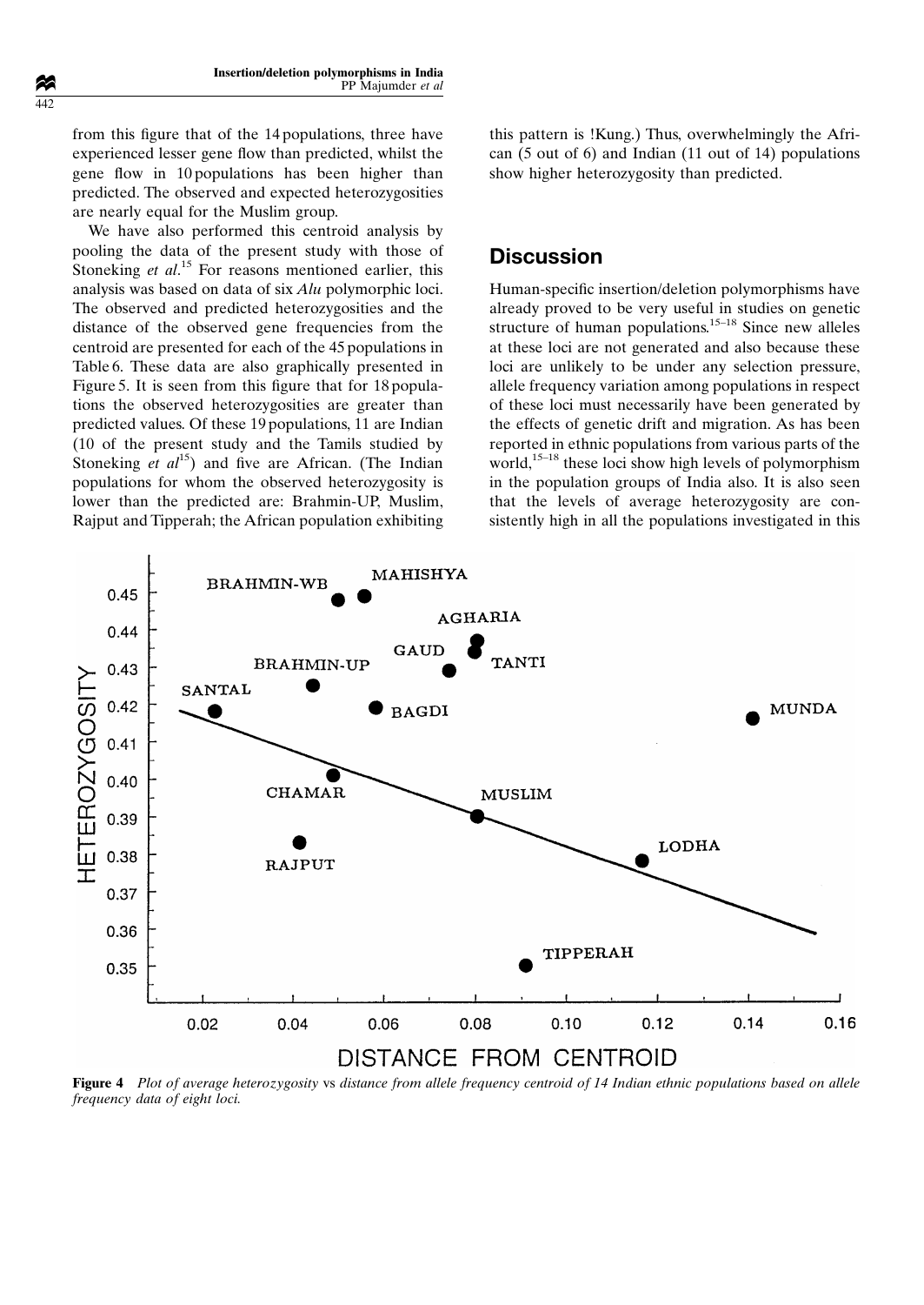from this figure that of the 14 populations, three have experienced lesser gene flow than predicted, whilst the gene flow in 10 populations has been higher than predicted. The observed and expected heterozygosities are nearly equal for the Muslim group.

We have also performed this centroid analysis by pooling the data of the present study with those of Stoneking *et al*.[15] For reasons mentioned earlier, this analysis was based on data of six *Alu* polymorphic loci. The observed and predicted heterozygosities and the distance of the observed gene frequencies from the centroid are presented for each of the 45 populations in Table 6. These data are also graphically presented in Figure 5. It is seen from this figure that for 18 populations the observed heterozygosities are greater than predicted values. Of these 19 populations, 11 are Indian (10 of the present study and the Tamils studied by Stoneking *et al*[15]) and five are African. (The Indian populations for whom the observed heterozygosity is lower than the predicted are: Brahmin-UP, Muslim, Rajput and Tipperah; the African population exhibiting this pattern is !Kung.) Thus, overwhelmingly the African (5 out of 6) and Indian (11 out of 14) populations show higher heterozygosity than predicted.

## Discussion

Human-specific insertion/deletion polymorphisms have already proved to be very useful in studies on genetic structure of human populations.[15–18] Since new alleles at these loci are not generated and also because these loci are unlikely to be under any selection pressure, allele frequency variation among populations in respect of these loci must necessarily have been generated by the effects of genetic drift and migration. As has been reported in ethnic populations from various parts of the world,[15–18] these loci show high levels of polymorphism in the population groups of India also. It is also seen that the levels of average heterozygosity are consistently high in all the populations investigated in this

**Figure 4** *Plot of average heterozygosity* vs *distance from allele frequency centroid of 14 Indian ethnic populations based on allele frequency data of eight loci.*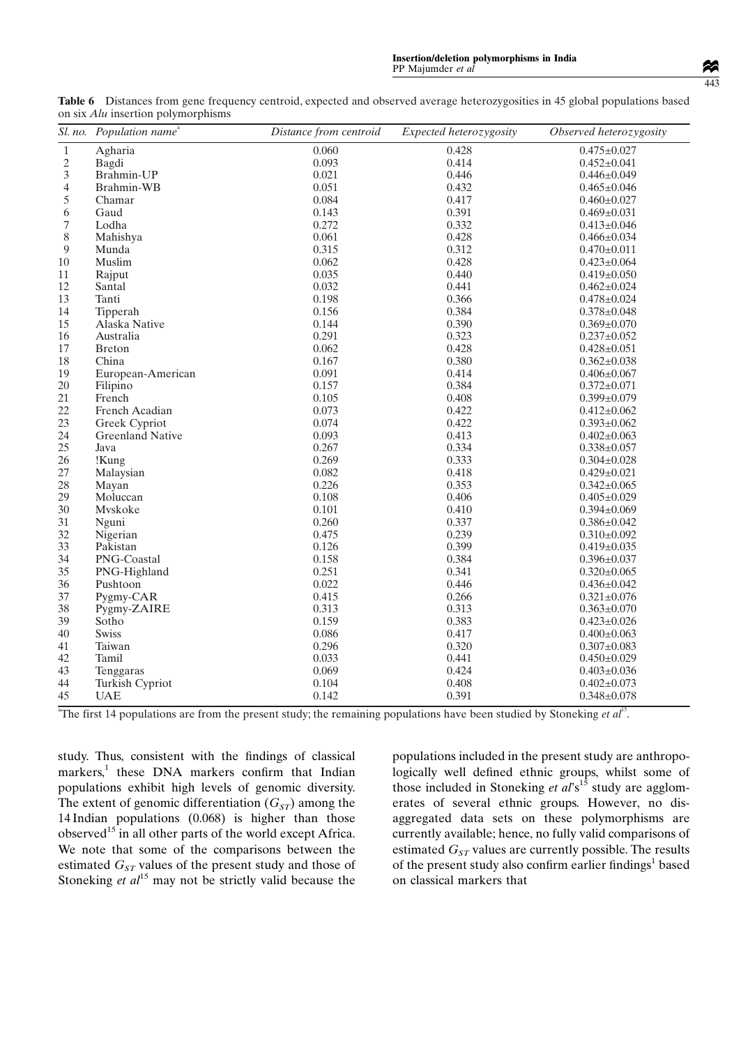**Table 6** Distances from gene frequency centroid, expected and observed average heterozygosities in 45 global populations based on six *Alu* insertion polymorphisms

| *Sl. no.* | *Population name*[a] | *Distance from centroid* | *Expected heterozygosity* | *Observed heterozygosity* |
|---|---|---|---|---|
| 1 | Agharia | 0.060 | 0.428 | 0.475±0.027 |
| 2 | Bagdi | 0.093 | 0.414 | 0.452±0.041 |
| 3 | Brahmin-UP | 0.021 | 0.446 | 0.446±0.049 |
| 4 | Brahmin-WB | 0.051 | 0.432 | 0.465±0.046 |
| 5 | Chamar | 0.084 | 0.417 | 0.460±0.027 |
| 6 | Gaud | 0.143 | 0.391 | 0.469±0.031 |
| 7 | Lodha | 0.272 | 0.332 | 0.413±0.046 |
| 8 | Mahishya | 0.061 | 0.428 | 0.466±0.034 |
| 9 | Munda | 0.315 | 0.312 | 0.470±0.011 |
| 10 | Muslim | 0.062 | 0.428 | 0.423±0.064 |
| 11 | Rajput | 0.035 | 0.440 | 0.419±0.050 |
| 12 | Santal | 0.032 | 0.441 | 0.462±0.024 |
| 13 | Tanti | 0.198 | 0.366 | 0.478±0.024 |
| 14 | Tipperah | 0.156 | 0.384 | 0.378±0.048 |
| 15 | Alaska Native | 0.144 | 0.390 | 0.369±0.070 |
| 16 | Australia | 0.291 | 0.323 | 0.237±0.052 |
| 17 | Breton | 0.062 | 0.428 | 0.428±0.051 |
| 18 | China | 0.167 | 0.380 | 0.362±0.038 |
| 19 | European-American | 0.091 | 0.414 | 0.406±0.067 |
| 20 | Filipino | 0.157 | 0.384 | 0.372±0.071 |
| 21 | French | 0.105 | 0.408 | 0.399±0.079 |
| 22 | French Acadian | 0.073 | 0.422 | 0.412±0.062 |
| 23 | Greek Cypriot | 0.074 | 0.422 | 0.393±0.062 |
| 24 | Greenland Native | 0.093 | 0.413 | 0.402±0.063 |
| 25 | Java | 0.267 | 0.334 | 0.338±0.057 |
| 26 | !Kung | 0.269 | 0.333 | 0.304±0.028 |
| 27 | Malaysian | 0.082 | 0.418 | 0.429±0.021 |
| 28 | Mayan | 0.226 | 0.353 | 0.342±0.065 |
| 29 | Moluccan | 0.108 | 0.406 | 0.405±0.029 |
| 30 | Mvskoke | 0.101 | 0.410 | 0.394±0.069 |
| 31 | Nguni | 0.260 | 0.337 | 0.386±0.042 |
| 32 | Nigerian | 0.475 | 0.239 | 0.310±0.092 |
| 33 | Pakistan | 0.126 | 0.399 | 0.419±0.035 |
| 34 | PNG-Coastal | 0.158 | 0.384 | 0.396±0.037 |
| 35 | PNG-Highland | 0.251 | 0.341 | 0.320±0.065 |
| 36 | Pushtoon | 0.022 | 0.446 | 0.436±0.042 |
| 37 | Pygmy-CAR | 0.415 | 0.266 | 0.321±0.076 |
| 38 | Pygmy-ZAIRE | 0.313 | 0.313 | 0.363±0.070 |
| 39 | Sotho | 0.159 | 0.383 | 0.423±0.026 |
| 40 | Swiss | 0.086 | 0.417 | 0.400±0.063 |
| 41 | Taiwan | 0.296 | 0.320 | 0.307±0.083 |
| 42 | Tamil | 0.033 | 0.441 | 0.450±0.029 |
| 43 | Tenggaras | 0.069 | 0.424 | 0.403±0.036 |
| 44 | Turkish Cypriot | 0.104 | 0.408 | 0.402±0.073 |
| 45 | UAE | 0.142 | 0.391 | 0.348±0.078 |

[a]The first 14 populations are from the present study; the remaining populations have been studied by Stoneking *et al*[15].

study. Thus, consistent with the findings of classical markers,[1] these DNA markers confirm that Indian populations exhibit high levels of genomic diversity. The extent of genomic differentiation ($G_{ST}$) among the 14 Indian populations (0.068) is higher than those observed[15] in all other parts of the world except Africa. We note that some of the comparisons between the estimated $G_{ST}$ values of the present study and those of Stoneking *et al*[15] may not be strictly valid because the populations included in the present study are anthropologically well defined ethnic groups, whilst some of those included in Stoneking *et al*'s[15] study are agglomerates of several ethnic groups. However, no disaggregated data sets on these polymorphisms are currently available; hence, no fully valid comparisons of estimated $G_{ST}$ values are currently possible. The results of the present study also confirm earlier findings[1] based on classical markers that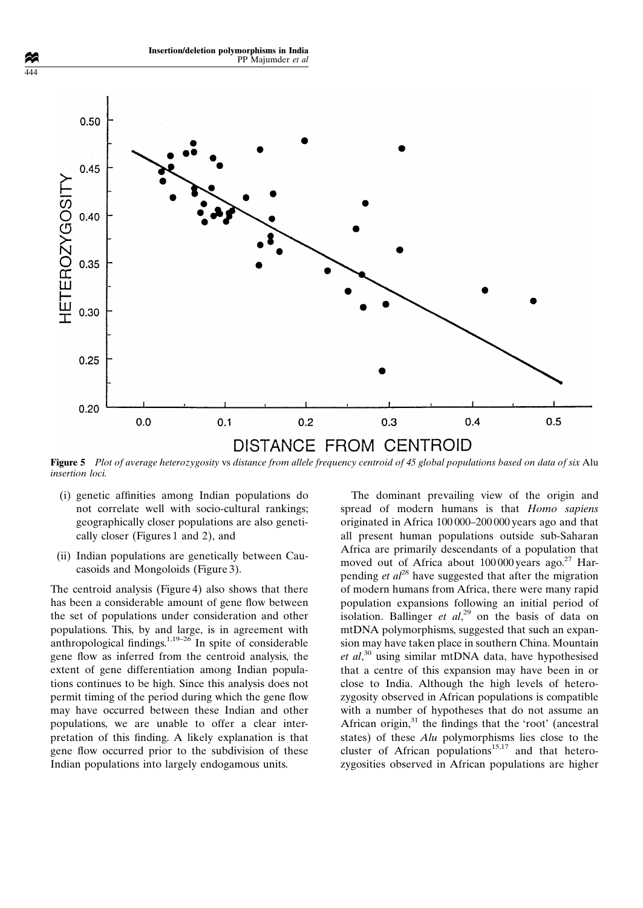**Figure 5** *Plot of average heterozygosity* vs *distance from allele frequency centroid of 45 global populations based on data of six* Alu *insertion loci.*

(i) genetic affinities among Indian populations do not correlate well with socio-cultural rankings; geographically closer populations are also genetically closer (Figures 1 and 2), and

(ii) Indian populations are genetically between Caucasoids and Mongoloids (Figure 3).

The centroid analysis (Figure 4) also shows that there has been a considerable amount of gene flow between the set of populations under consideration and other populations. This, by and large, is in agreement with anthropological findings.[1,19–26] In spite of considerable gene flow as inferred from the centroid analysis, the extent of gene differentiation among Indian populations continues to be high. Since this analysis does not permit timing of the period during which the gene flow may have occurred between these Indian and other populations, we are unable to offer a clear interpretation of this finding. A likely explanation is that gene flow occurred prior to the subdivision of these Indian populations into largely endogamous units.

The dominant prevailing view of the origin and spread of modern humans is that *Homo sapiens* originated in Africa 100 000–200 000 years ago and that all present human populations outside sub-Saharan Africa are primarily descendants of a population that moved out of Africa about 100 000 years ago.[27] Harpending *et al*[28] have suggested that after the migration of modern humans from Africa, there were many rapid population expansions following an initial period of isolation. Ballinger *et al*,[29] on the basis of data on mtDNA polymorphisms, suggested that such an expansion may have taken place in southern China. Mountain *et al*,[30] using similar mtDNA data, have hypothesised that a centre of this expansion may have been in or close to India. Although the high levels of heterozygosity observed in African populations is compatible with a number of hypotheses that do not assume an African origin,[31] the findings that the 'root' (ancestral states) of these *Alu* polymorphisms lies close to the cluster of African populations[15,17] and that heterozygosities observed in African populations are higher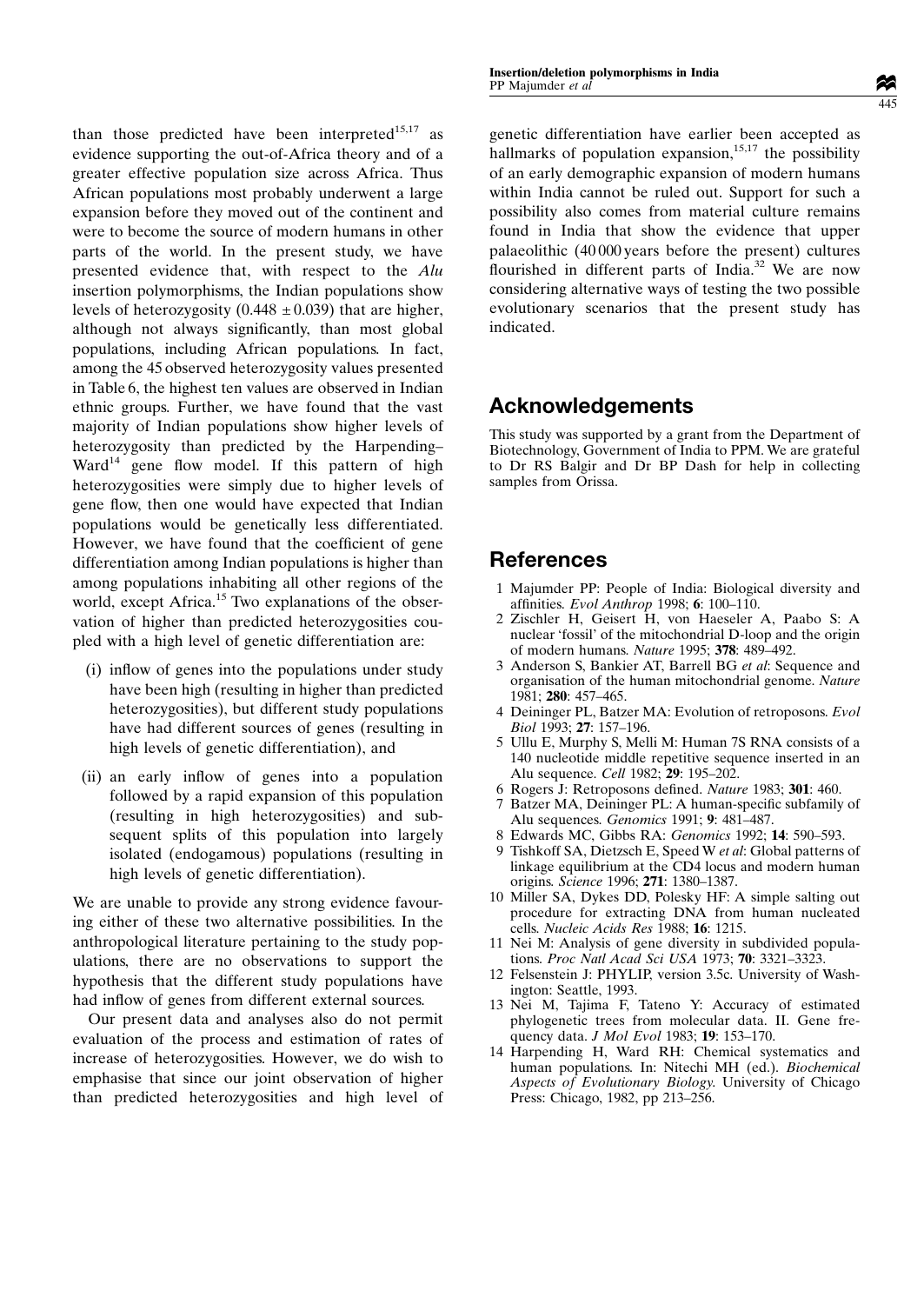than those predicted have been interpreted[15,17] as evidence supporting the out-of-Africa theory and of a greater effective population size across Africa. Thus African populations most probably underwent a large expansion before they moved out of the continent and were to become the source of modern humans in other parts of the world. In the present study, we have presented evidence that, with respect to the *Alu* insertion polymorphisms, the Indian populations show levels of heterozygosity ($0.448 \pm 0.039$) that are higher, although not always significantly, than most global populations, including African populations. In fact, among the 45 observed heterozygosity values presented in Table 6, the highest ten values are observed in Indian ethnic groups. Further, we have found that the vast majority of Indian populations show higher levels of heterozygosity than predicted by the Harpending–Ward[14] gene flow model. If this pattern of high heterozygosities were simply due to higher levels of gene flow, then one would have expected that Indian populations would be genetically less differentiated. However, we have found that the coefficient of gene differentiation among Indian populations is higher than among populations inhabiting all other regions of the world, except Africa.[15] Two explanations of the observation of higher than predicted heterozygosities coupled with a high level of genetic differentiation are:

(i) inflow of genes into the populations under study have been high (resulting in higher than predicted heterozygosities), but different study populations have had different sources of genes (resulting in high levels of genetic differentiation), and

(ii) an early inflow of genes into a population followed by a rapid expansion of this population (resulting in high heterozygosities) and subsequent splits of this population into largely isolated (endogamous) populations (resulting in high levels of genetic differentiation).

We are unable to provide any strong evidence favouring either of these two alternative possibilities. In the anthropological literature pertaining to the study populations, there are no observations to support the hypothesis that the different study populations have had inflow of genes from different external sources.

Our present data and analyses also do not permit evaluation of the process and estimation of rates of increase of heterozygosities. However, we do wish to emphasise that since our joint observation of higher than predicted heterozygosities and high level of genetic differentiation have earlier been accepted as hallmarks of population expansion,[15,17] the possibility of an early demographic expansion of modern humans within India cannot be ruled out. Support for such a possibility also comes from material culture remains found in India that show the evidence that upper palaeolithic (40 000 years before the present) cultures flourished in different parts of India.[32] We are now considering alternative ways of testing the two possible evolutionary scenarios that the present study has indicated.

## Acknowledgements

This study was supported by a grant from the Department of Biotechnology, Government of India to PPM. We are grateful to Dr RS Balgir and Dr BP Dash for help in collecting samples from Orissa.

## References

1 Majumder PP: People of India: Biological diversity and affinities. *Evol Anthrop* 1998; **6**: 100–110.
2 Zischler H, Geisert H, von Haeseler A, Paabo S: A nuclear 'fossil' of the mitochondrial D-loop and the origin of modern humans. *Nature* 1995; **378**: 489–492.
3 Anderson S, Bankier AT, Barrell BG *et al*: Sequence and organisation of the human mitochondrial genome. *Nature* 1981; **280**: 457–465.
4 Deininger PL, Batzer MA: Evolution of retroposons. *Evol Biol* 1993; **27**: 157–196.
5 Ullu E, Murphy S, Melli M: Human 7S RNA consists of a 140 nucleotide middle repetitive sequence inserted in an Alu sequence. *Cell* 1982; **29**: 195–202.
6 Rogers J: Retroposons defined. *Nature* 1983; **301**: 460.
7 Batzer MA, Deininger PL: A human-specific subfamily of Alu sequences. *Genomics* 1991; **9**: 481–487.
8 Edwards MC, Gibbs RA: *Genomics* 1992; **14**: 590–593.
9 Tishkoff SA, Dietzsch E, Speed W *et al*: Global patterns of linkage equilibrium at the CD4 locus and modern human origins. *Science* 1996; **271**: 1380–1387.
10 Miller SA, Dykes DD, Polesky HF: A simple salting out procedure for extracting DNA from human nucleated cells. *Nucleic Acids Res* 1988; **16**: 1215.
11 Nei M: Analysis of gene diversity in subdivided populations. *Proc Natl Acad Sci USA* 1973; **70**: 3321–3323.
12 Felsenstein J: PHYLIP, version 3.5c. University of Washington: Seattle, 1993.
13 Nei M, Tajima F, Tateno Y: Accuracy of estimated phylogenetic trees from molecular data. II. Gene frequency data. *J Mol Evol* 1983; **19**: 153–170.
14 Harpending H, Ward RH: Chemical systematics and human populations. In: Nitechi MH (ed.). *Biochemical Aspects of Evolutionary Biology*. University of Chicago Press: Chicago, 1982, pp 213–256.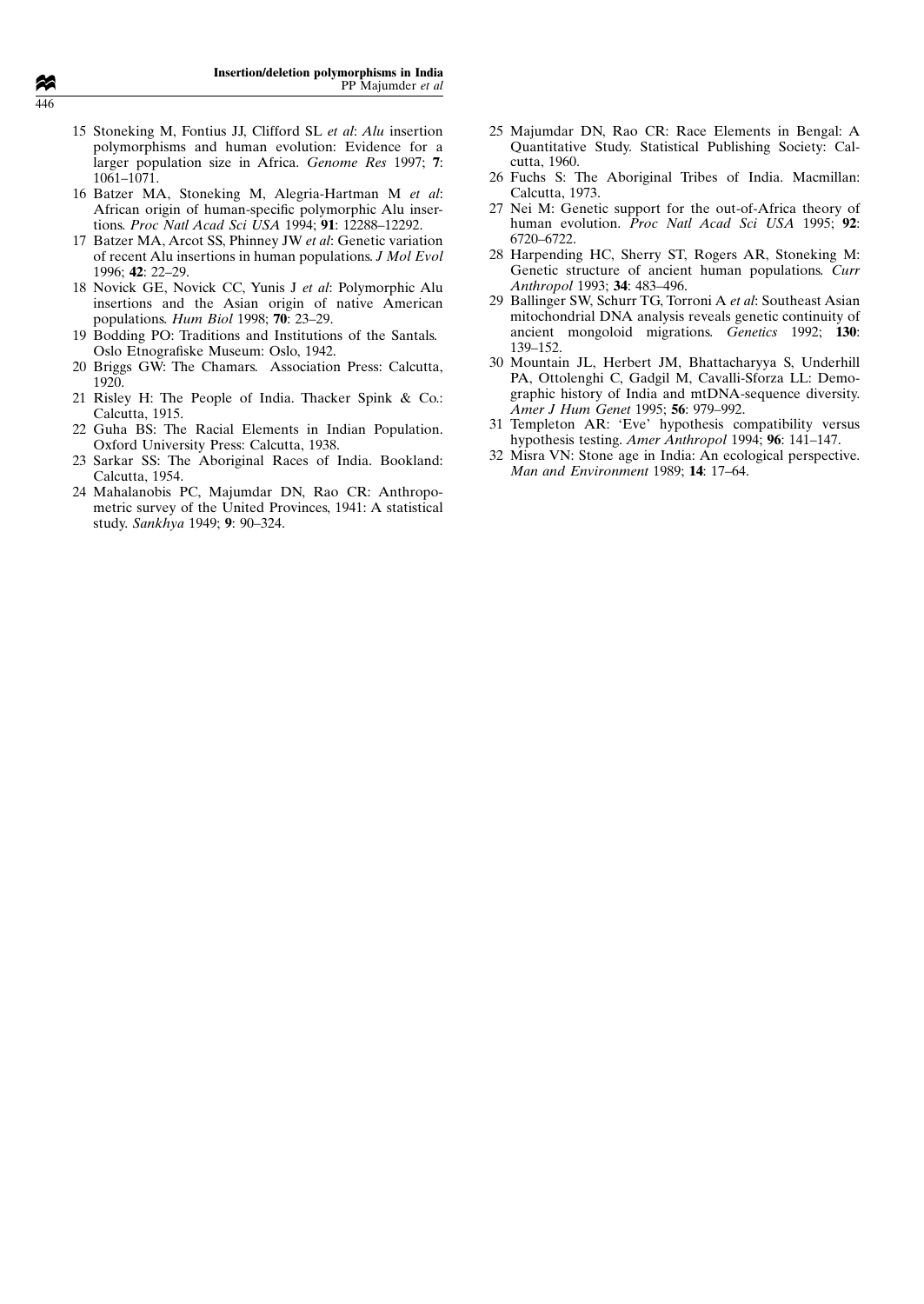15 Stoneking M, Fontius JJ, Clifford SL *et al*: *Alu* insertion polymorphisms and human evolution: Evidence for a larger population size in Africa. *Genome Res* 1997; **7**: 1061–1071.

16 Batzer MA, Stoneking M, Alegria-Hartman M *et al*: African origin of human-specific polymorphic Alu insertions. *Proc Natl Acad Sci USA* 1994; **91**: 12288–12292.

17 Batzer MA, Arcot SS, Phinney JW *et al*: Genetic variation of recent Alu insertions in human populations. *J Mol Evol* 1996; **42**: 22–29.

18 Novick GE, Novick CC, Yunis J *et al*: Polymorphic Alu insertions and the Asian origin of native American populations. *Hum Biol* 1998; **70**: 23–29.

19 Bodding PO: Traditions and Institutions of the Santals. Oslo Etnografiske Museum: Oslo, 1942.

20 Briggs GW: The Chamars. Association Press: Calcutta, 1920.

21 Risley H: The People of India. Thacker Spink & Co.: Calcutta, 1915.

22 Guha BS: The Racial Elements in Indian Population. Oxford University Press: Calcutta, 1938.

23 Sarkar SS: The Aboriginal Races of India. Bookland: Calcutta, 1954.

24 Mahalanobis PC, Majumdar DN, Rao CR: Anthropometric survey of the United Provinces, 1941: A statistical study. *Sankhya* 1949; **9**: 90–324.

25 Majumdar DN, Rao CR: Race Elements in Bengal: A Quantitative Study. Statistical Publishing Society: Calcutta, 1960.

26 Fuchs S: The Aboriginal Tribes of India. Macmillan: Calcutta, 1973.

27 Nei M: Genetic support for the out-of-Africa theory of human evolution. *Proc Natl Acad Sci USA* 1995; **92**: 6720–6722.

28 Harpending HC, Sherry ST, Rogers AR, Stoneking M: Genetic structure of ancient human populations. *Curr Anthropol* 1993; **34**: 483–496.

29 Ballinger SW, Schurr TG, Torroni A *et al*: Southeast Asian mitochondrial DNA analysis reveals genetic continuity of ancient mongoloid migrations. *Genetics* 1992; **130**: 139–152.

30 Mountain JL, Herbert JM, Bhattacharyya S, Underhill PA, Ottolenghi C, Gadgil M, Cavalli-Sforza LL: Demographic history of India and mtDNA-sequence diversity. *Amer J Hum Genet* 1995; **56**: 979–992.

31 Templeton AR: 'Eve' hypothesis compatibility versus hypothesis testing. *Amer Anthropol* 1994; **96**: 141–147.

32 Misra VN: Stone age in India: An ecological perspective. *Man and Environment* 1989; **14**: 17–64.